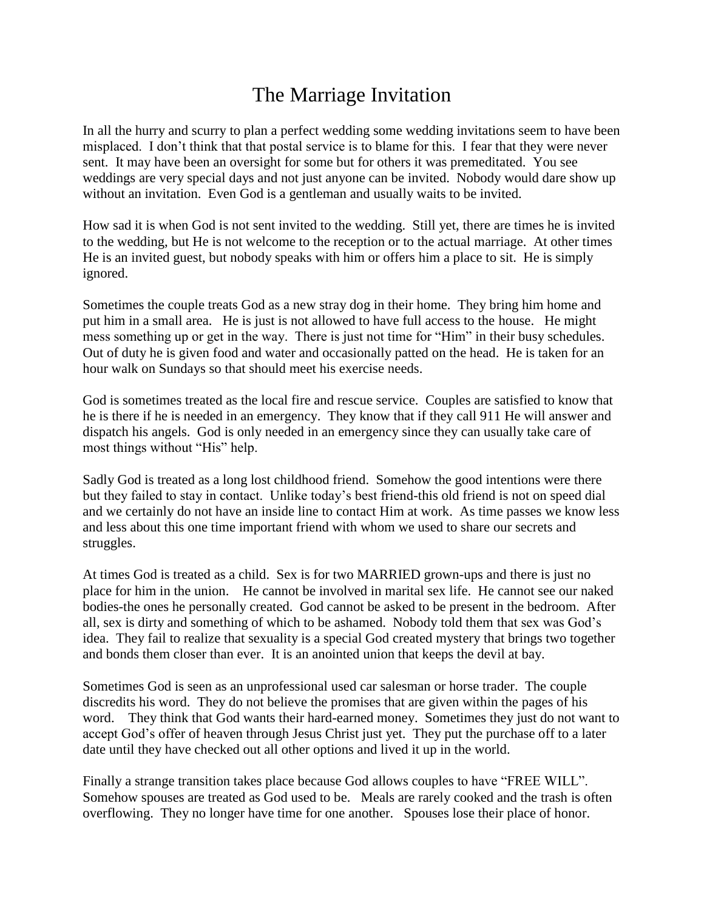# The Marriage Invitation

In all the hurry and scurry to plan a perfect wedding some wedding invitations seem to have been misplaced. I don't think that that postal service is to blame for this. I fear that they were never sent. It may have been an oversight for some but for others it was premeditated. You see weddings are very special days and not just anyone can be invited. Nobody would dare show up without an invitation. Even God is a gentleman and usually waits to be invited.

How sad it is when God is not sent invited to the wedding. Still yet, there are times he is invited to the wedding, but He is not welcome to the reception or to the actual marriage. At other times He is an invited guest, but nobody speaks with him or offers him a place to sit. He is simply ignored.

Sometimes the couple treats God as a new stray dog in their home. They bring him home and put him in a small area. He is just is not allowed to have full access to the house. He might mess something up or get in the way. There is just not time for "Him" in their busy schedules. Out of duty he is given food and water and occasionally patted on the head. He is taken for an hour walk on Sundays so that should meet his exercise needs.

God is sometimes treated as the local fire and rescue service. Couples are satisfied to know that he is there if he is needed in an emergency. They know that if they call 911 He will answer and dispatch his angels. God is only needed in an emergency since they can usually take care of most things without "His" help.

Sadly God is treated as a long lost childhood friend. Somehow the good intentions were there but they failed to stay in contact. Unlike today's best friend-this old friend is not on speed dial and we certainly do not have an inside line to contact Him at work. As time passes we know less and less about this one time important friend with whom we used to share our secrets and struggles.

At times God is treated as a child. Sex is for two MARRIED grown-ups and there is just no place for him in the union. He cannot be involved in marital sex life. He cannot see our naked bodies-the ones he personally created. God cannot be asked to be present in the bedroom. After all, sex is dirty and something of which to be ashamed. Nobody told them that sex was God's idea. They fail to realize that sexuality is a special God created mystery that brings two together and bonds them closer than ever. It is an anointed union that keeps the devil at bay.

Sometimes God is seen as an unprofessional used car salesman or horse trader. The couple discredits his word. They do not believe the promises that are given within the pages of his word. They think that God wants their hard-earned money. Sometimes they just do not want to accept God's offer of heaven through Jesus Christ just yet. They put the purchase off to a later date until they have checked out all other options and lived it up in the world.

Finally a strange transition takes place because God allows couples to have "FREE WILL". Somehow spouses are treated as God used to be. Meals are rarely cooked and the trash is often overflowing. They no longer have time for one another. Spouses lose their place of honor.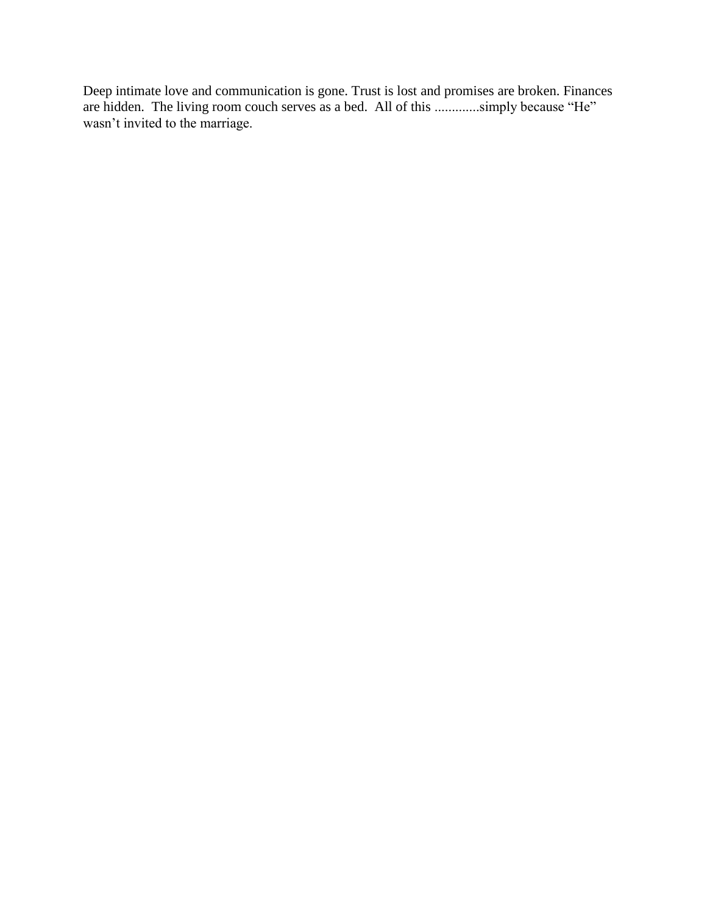Deep intimate love and communication is gone. Trust is lost and promises are broken. Finances are hidden. The living room couch serves as a bed. All of this .............simply because “He” wasn’t invited to the marriage.